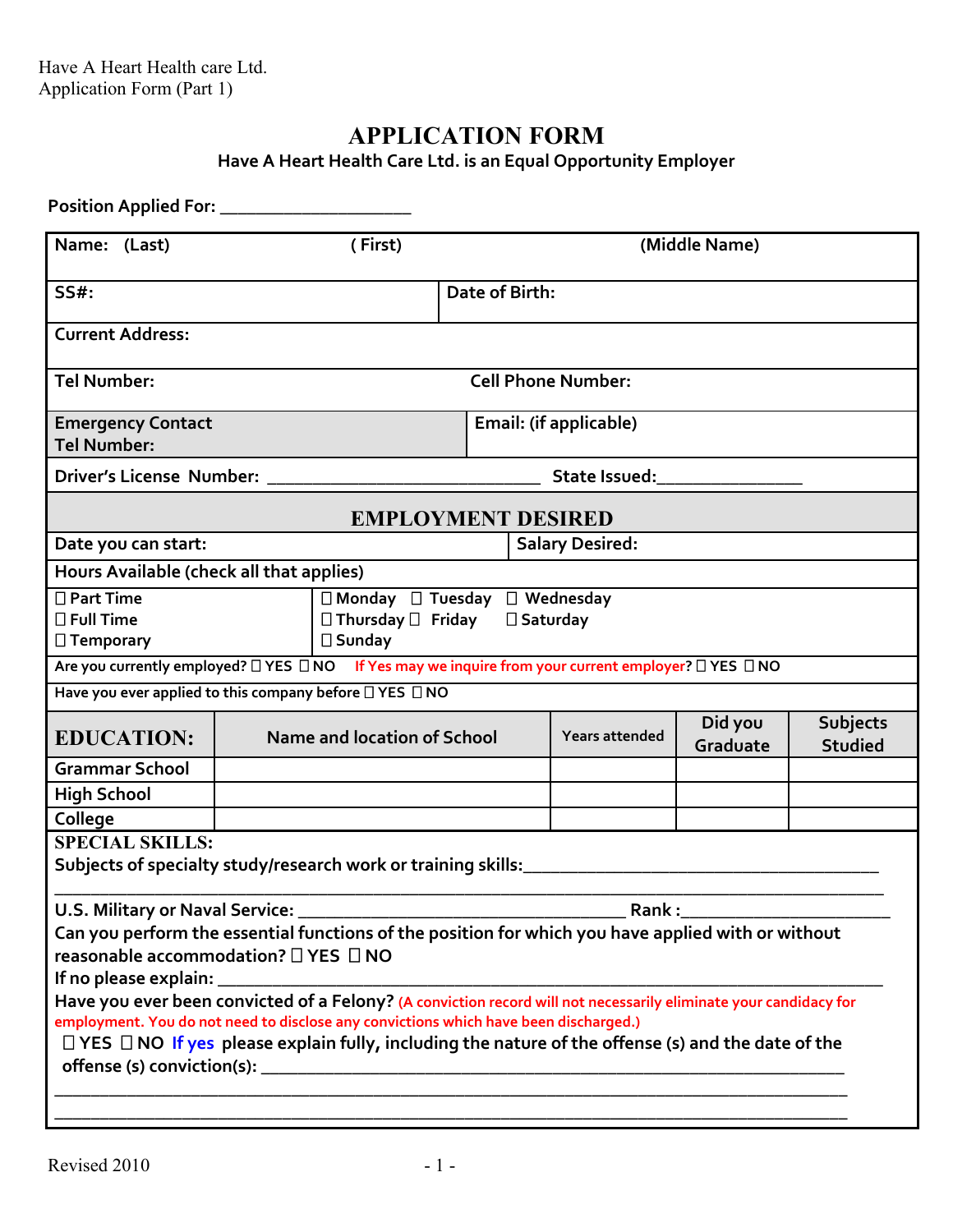Have A Heart Health care Ltd.
Application Form (Part 1)

# APPLICATION FORM

**Have A Heart Health Care Ltd. is an Equal Opportunity Employer**

**Position Applied For:** ____________________

| **Name: (Last)** | **( First)** | **(Middle Name)** |
|---|---|---|
| **SS#:** | **Date of Birth:** | |
| **Current Address:** | | |
| **Tel Number:** | **Cell Phone Number:** | |
| **Emergency Contact Tel Number:** | **Email: (if applicable)** | |

**Driver's License Number:** ______________________________ **State Issued:**________________

## EMPLOYMENT DESIRED

| **Date you can start:** | **Salary Desired:** |
|---|---|
| **Hours Available (check all that applies)** | |
| ☐ Part Time<br>☐ Full Time<br>☐ Temporary | ☐ Monday ☐ Tuesday ☐ Wednesday<br>☐ Thursday ☐ Friday ☐ Saturday<br>☐ Sunday |

Are you currently employed? ☐ YES ☐ NO If Yes may we inquire from your current employer? ☐ YES ☐ NO

Have you ever applied to this company before ☐ YES ☐ NO

| **EDUCATION:** | Name and location of School | Years attended | Did you Graduate | Subjects Studied |
|---|---|---|---|---|
| Grammar School | | | | |
| High School | | | | |
| College | | | | |

**SPECIAL SKILLS:**

Subjects of specialty study/research work or training skills:______________________________________

_____________________________________________________________________________

U.S. Military or Naval Service: ____________________________________ Rank :______________________

Can you perform the essential functions of the position for which you have applied with or without reasonable accommodation? ☐ YES ☐ NO

If no please explain: _____________________________________________________________________

Have you ever been convicted of a Felony? (A conviction record will not necessarily eliminate your candidacy for employment. You do not need to disclose any convictions which have been discharged.)

☐ YES ☐ NO If yes please explain fully, including the nature of the offense (s) and the date of the offense (s) conviction(s): ____________________________________________________________

_____________________________________________________________________________

_____________________________________________________________________________

Revised 2010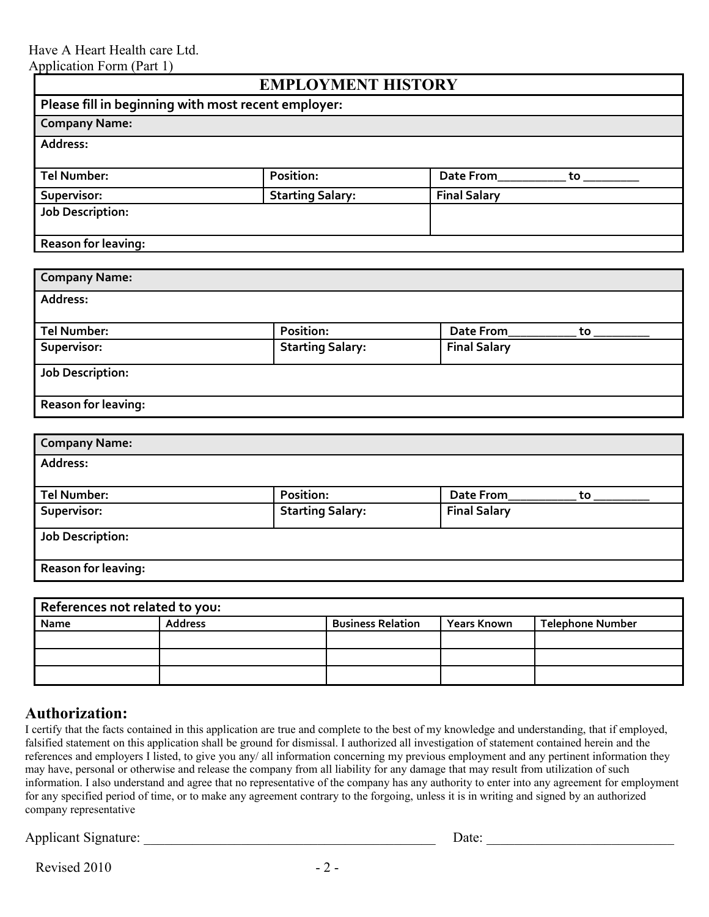Have A Heart Health care Ltd.
Application Form (Part 1)

# EMPLOYMENT HISTORY

| Please fill in beginning with most recent employer: | | |
|---|---|---|
| **Company Name:** | | |
| **Address:** | | |
| **Tel Number:** | **Position:** | **Date From___________ to _________** |
| **Supervisor:** | **Starting Salary:** | **Final Salary** |
| **Job Description:** | | |
| **Reason for leaving:** | | |

| | | |
|---|---|---|
| **Company Name:** | | |
| **Address:** | | |
| **Tel Number:** | **Position:** | **Date From___________ to _________** |
| **Supervisor:** | **Starting Salary:** | **Final Salary** |
| **Job Description:** | | |
| **Reason for leaving:** | | |

| | | |
|---|---|---|
| **Company Name:** | | |
| **Address:** | | |
| **Tel Number:** | **Position:** | **Date From___________ to _________** |
| **Supervisor:** | **Starting Salary:** | **Final Salary** |
| **Job Description:** | | |
| **Reason for leaving:** | | |

**References not related to you:**

| Name | Address | Business Relation | Years Known | Telephone Number |
|---|---|---|---|---|
| | | | | |
| | | | | |
| | | | | |

## Authorization:

I certify that the facts contained in this application are true and complete to the best of my knowledge and understanding, that if employed, falsified statement on this application shall be ground for dismissal. I authorized all investigation of statement contained herein and the references and employers I listed, to give you any/ all information concerning my previous employment and any pertinent information they may have, personal or otherwise and release the company from all liability for any damage that may result from utilization of such information. I also understand and agree that no representative of the company has any authority to enter into any agreement for employment for any specified period of time, or to make any agreement contrary to the forgoing, unless it is in writing and signed by an authorized company representative

Applicant Signature: ___________________________________________ Date: ___________________________

Revised 2010